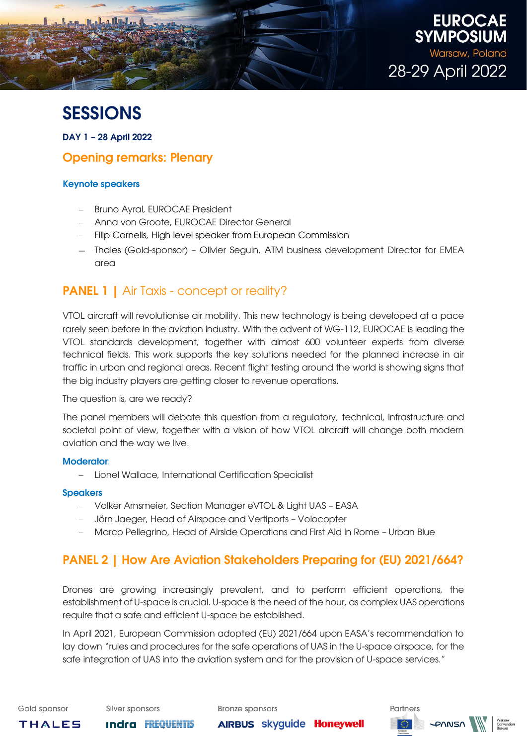# EUROCAE SYMPOSIUM

Warsaw, Poland

28-29 April 2022

# SESSIONS

**DAY 1 – 28 April 2022**

## Opening remarks: Plenary

### Keynote speakers

- Bruno Ayral, EUROCAE President
- Anna von Groote, EUROCAE Director General
- Filip Cornelis, High level speaker from European Commission
- Thales (Gold-sponsor) – Olivier Seguin, ATM business development Director for EMEA area

## PANEL 1 | Air Taxis - concept or reality?

VTOL aircraft will revolutionise air mobility. This new technology is being developed at a pace rarely seen before in the aviation industry. With the advent of WG-112, EUROCAE is leading the VTOL standards development, together with almost 600 volunteer experts from diverse technical fields. This work supports the key solutions needed for the planned increase in air traffic in urban and regional areas. Recent flight testing around the world is showing signs that the big industry players are getting closer to revenue operations.

The question is, are we ready?

The panel members will debate this question from a regulatory, technical, infrastructure and societal point of view, together with a vision of how VTOL aircraft will change both modern aviation and the way we live.

### Moderator:

- Lionel Wallace, International Certification Specialist

### Speakers

- Volker Arnsmeier, Section Manager eVTOL & Light UAS – EASA
- Jörn Jaeger, Head of Airspace and Vertiports – Volocopter
- Marco Pellegrino, Head of Airside Operations and First Aid in Rome – Urban Blue

## PANEL 2 | How Are Aviation Stakeholders Preparing for (EU) 2021/664?

Drones are growing increasingly prevalent, and to perform efficient operations, the establishment of U-space is crucial. U-space is the need of the hour, as complex UAS operations require that a safe and efficient U-space be established.

In April 2021, European Commission adopted (EU) 2021/664 upon EASA's recommendation to lay down "rules and procedures for the safe operations of UAS in the U-space airspace, for the safe integration of UAS into the aviation system and for the provision of U-space services."

Gold sponsor: THALES | Silver sponsors: indra, FREQUENTIS | Bronze sponsors: AIRBUS, skyguide, Honeywell | Partners: European Commission, PANSA, Warsaw Convention Bureau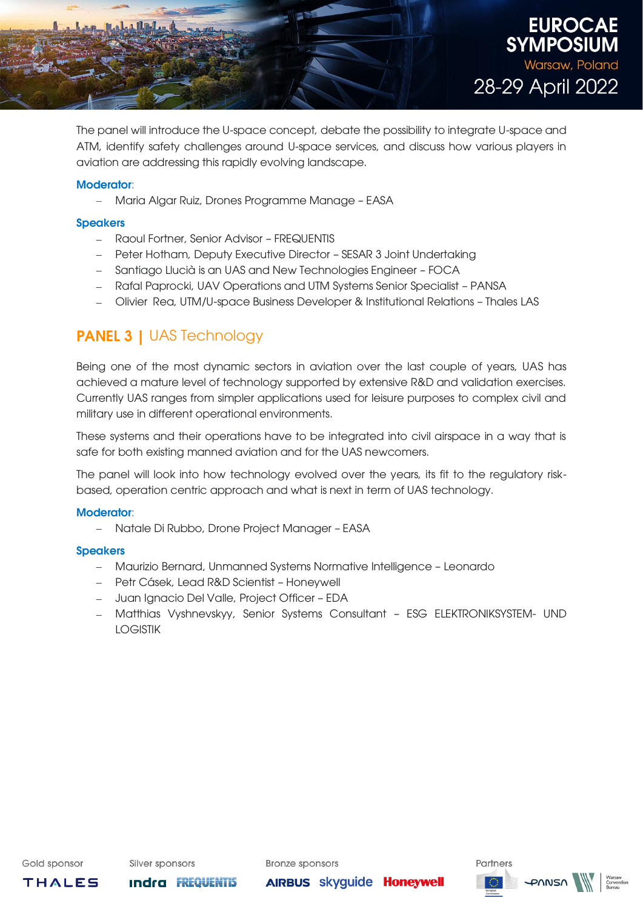The panel will introduce the U-space concept, debate the possibility to integrate U-space and ATM, identify safety challenges around U-space services, and discuss how various players in aviation are addressing this rapidly evolving landscape.

**Moderator**:

- Maria Algar Ruiz, Drones Programme Manage – EASA

**Speakers**

- Raoul Fortner, Senior Advisor – FREQUENTIS
- Peter Hotham, Deputy Executive Director – SESAR 3 Joint Undertaking
- Santiago Llucià is an UAS and New Technologies Engineer – FOCA
- Rafal Paprocki, UAV Operations and UTM Systems Senior Specialist – PANSA
- Olivier Rea, UTM/U-space Business Developer & Institutional Relations – Thales LAS

## PANEL 3 | UAS Technology

Being one of the most dynamic sectors in aviation over the last couple of years, UAS has achieved a mature level of technology supported by extensive R&D and validation exercises. Currently UAS ranges from simpler applications used for leisure purposes to complex civil and military use in different operational environments.

These systems and their operations have to be integrated into civil airspace in a way that is safe for both existing manned aviation and for the UAS newcomers.

The panel will look into how technology evolved over the years, its fit to the regulatory risk-based, operation centric approach and what is next in term of UAS technology.

**Moderator**:

- Natale Di Rubbo, Drone Project Manager – EASA

**Speakers**

- Maurizio Bernard, Unmanned Systems Normative Intelligence – Leonardo
- Petr Cásek, Lead R&D Scientist – Honeywell
- Juan Ignacio Del Valle, Project Officer – EDA
- Matthias Vyshnevskyy, Senior Systems Consultant – ESG ELEKTRONIKSYSTEM- UND LOGISTIK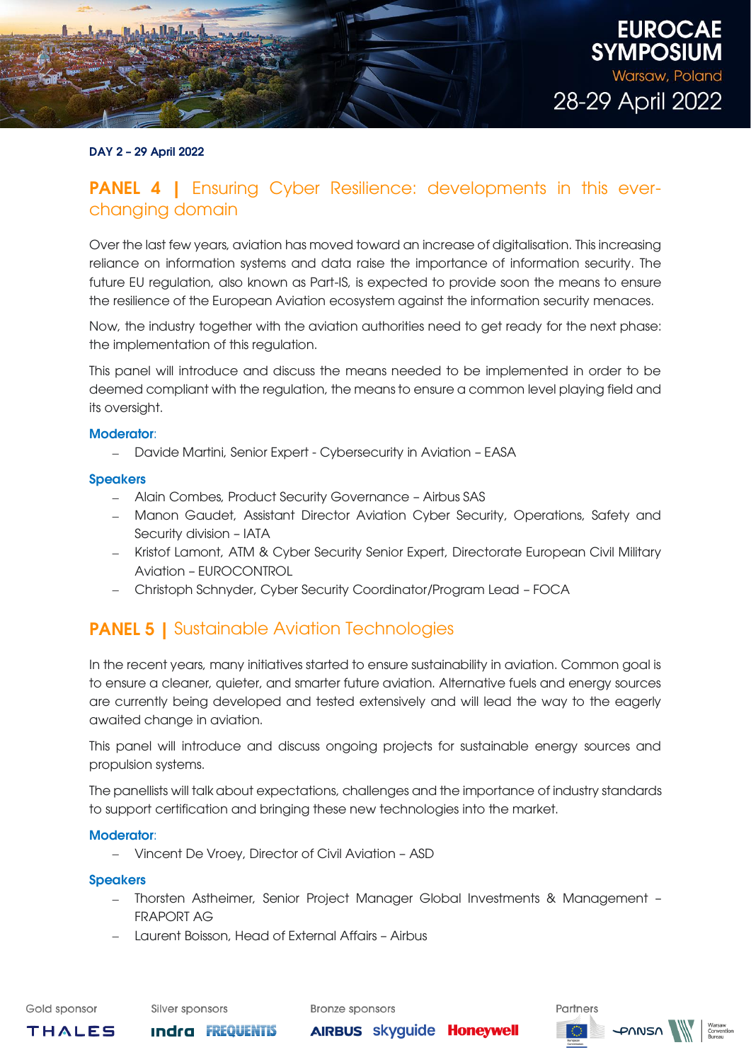**DAY 2 – 29 April 2022**

## PANEL 4 | Ensuring Cyber Resilience: developments in this ever-changing domain

Over the last few years, aviation has moved toward an increase of digitalisation. This increasing reliance on information systems and data raise the importance of information security. The future EU regulation, also known as Part-IS, is expected to provide soon the means to ensure the resilience of the European Aviation ecosystem against the information security menaces.

Now, the industry together with the aviation authorities need to get ready for the next phase: the implementation of this regulation.

This panel will introduce and discuss the means needed to be implemented in order to be deemed compliant with the regulation, the means to ensure a common level playing field and its oversight.

**Moderator**:

- Davide Martini, Senior Expert - Cybersecurity in Aviation – EASA

**Speakers**

- Alain Combes, Product Security Governance – Airbus SAS
- Manon Gaudet, Assistant Director Aviation Cyber Security, Operations, Safety and Security division – IATA
- Kristof Lamont, ATM & Cyber Security Senior Expert, Directorate European Civil Military Aviation – EUROCONTROL
- Christoph Schnyder, Cyber Security Coordinator/Program Lead – FOCA

## PANEL 5 | Sustainable Aviation Technologies

In the recent years, many initiatives started to ensure sustainability in aviation. Common goal is to ensure a cleaner, quieter, and smarter future aviation. Alternative fuels and energy sources are currently being developed and tested extensively and will lead the way to the eagerly awaited change in aviation.

This panel will introduce and discuss ongoing projects for sustainable energy sources and propulsion systems.

The panellists will talk about expectations, challenges and the importance of industry standards to support certification and bringing these new technologies into the market.

**Moderator**:

- Vincent De Vroey, Director of Civil Aviation – ASD

**Speakers**

- Thorsten Astheimer, Senior Project Manager Global Investments & Management – FRAPORT AG
- Laurent Boisson, Head of External Affairs – Airbus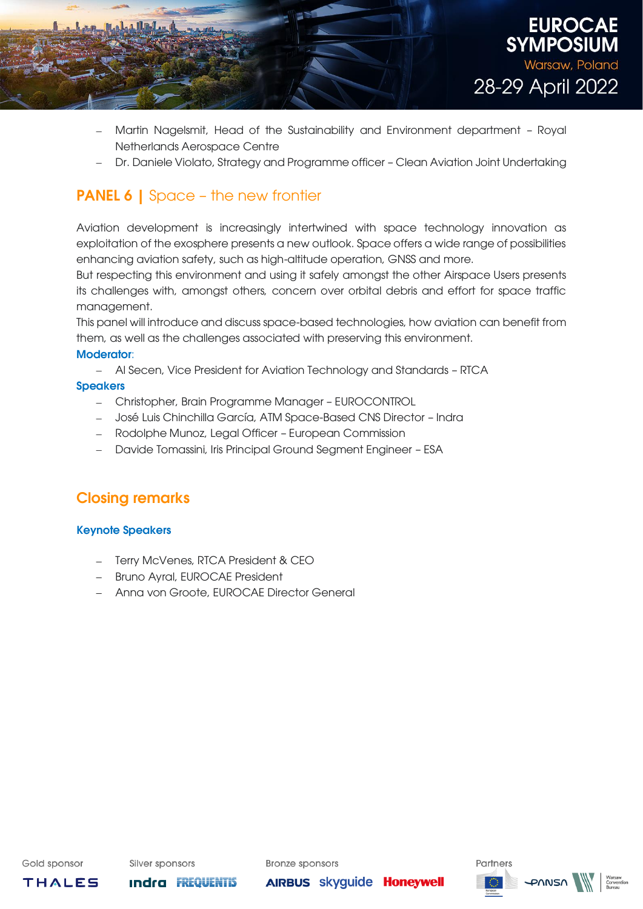- Martin Nagelsmit, Head of the Sustainability and Environment department – Royal Netherlands Aerospace Centre
- Dr. Daniele Violato, Strategy and Programme officer – Clean Aviation Joint Undertaking

## PANEL 6 | Space – the new frontier

Aviation development is increasingly intertwined with space technology innovation as exploitation of the exosphere presents a new outlook. Space offers a wide range of possibilities enhancing aviation safety, such as high-altitude operation, GNSS and more.

But respecting this environment and using it safely amongst the other Airspace Users presents its challenges with, amongst others, concern over orbital debris and effort for space traffic management.

This panel will introduce and discuss space-based technologies, how aviation can benefit from them, as well as the challenges associated with preserving this environment.

**Moderator**:

- Al Secen, Vice President for Aviation Technology and Standards – RTCA

**Speakers**

- Christopher, Brain Programme Manager – EUROCONTROL
- José Luis Chinchilla García, ATM Space-Based CNS Director – Indra
- Rodolphe Munoz, Legal Officer – European Commission
- Davide Tomassini, Iris Principal Ground Segment Engineer – ESA

## Closing remarks

### Keynote Speakers

- Terry McVenes, RTCA President & CEO
- Bruno Ayral, EUROCAE President
- Anna von Groote, EUROCAE Director General

Gold sponsor: THALES
Silver sponsors: indra, FREQUENTIS
Bronze sponsors: AIRBUS, skyguide, Honeywell
Partners: European Commission, PANSA, Warsaw Convention Bureau